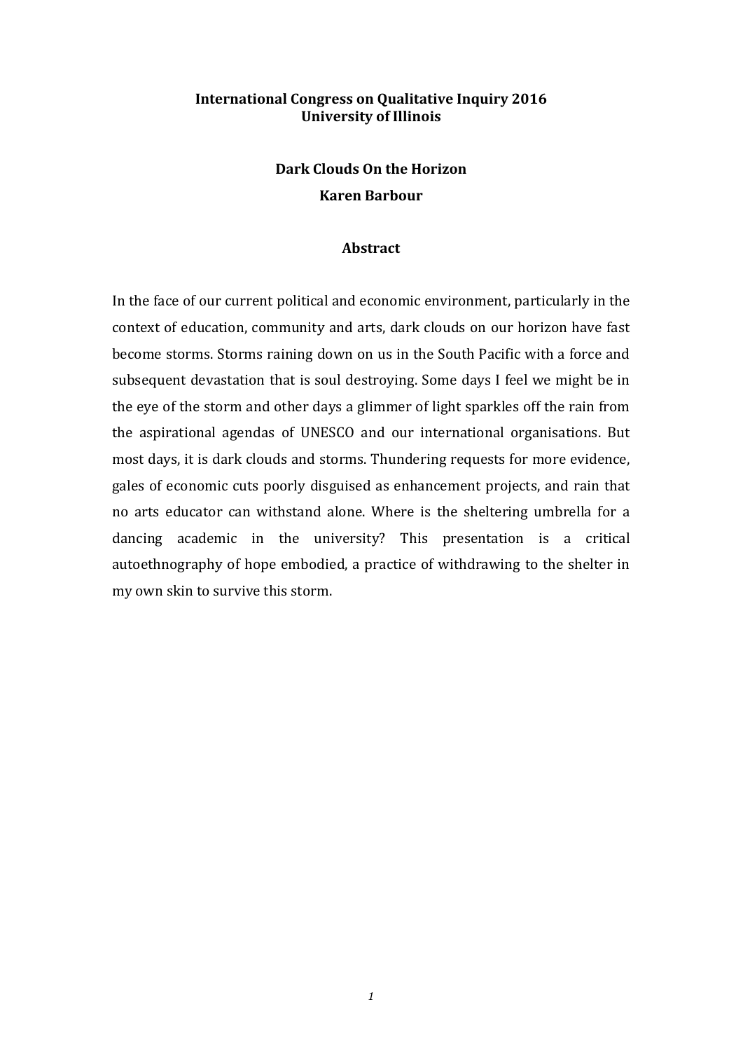**International Congress on Qualitative Inquiry 2016**
**University of Illinois**

# Dark Clouds On the Horizon

**Karen Barbour**

## Abstract

In the face of our current political and economic environment, particularly in the context of education, community and arts, dark clouds on our horizon have fast become storms. Storms raining down on us in the South Pacific with a force and subsequent devastation that is soul destroying. Some days I feel we might be in the eye of the storm and other days a glimmer of light sparkles off the rain from the aspirational agendas of UNESCO and our international organisations. But most days, it is dark clouds and storms. Thundering requests for more evidence, gales of economic cuts poorly disguised as enhancement projects, and rain that no arts educator can withstand alone. Where is the sheltering umbrella for a dancing academic in the university? This presentation is a critical autoethnography of hope embodied, a practice of withdrawing to the shelter in my own skin to survive this storm.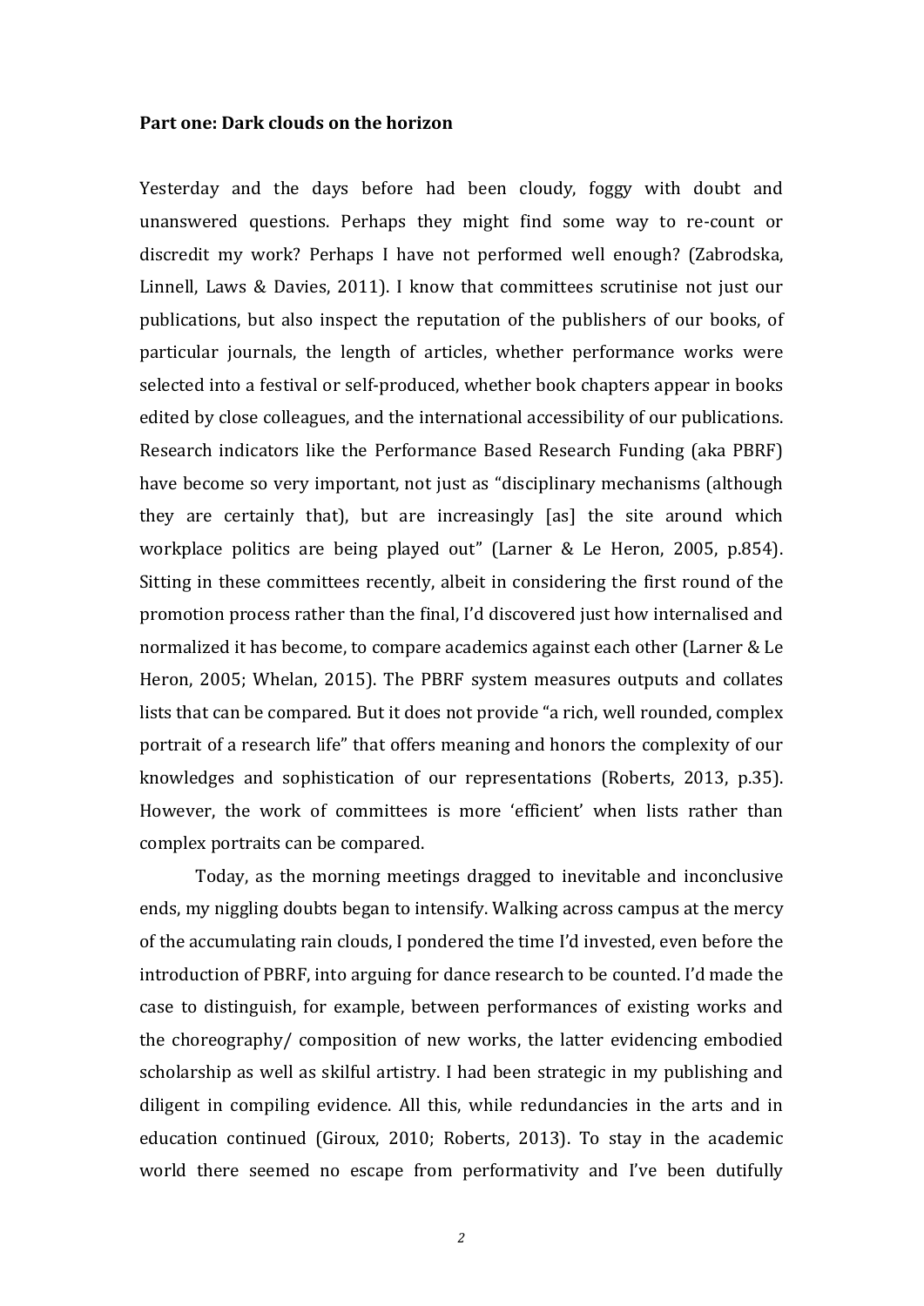**Part one: Dark clouds on the horizon**

Yesterday and the days before had been cloudy, foggy with doubt and unanswered questions. Perhaps they might find some way to re-count or discredit my work? Perhaps I have not performed well enough? (Zabrodska, Linnell, Laws & Davies, 2011). I know that committees scrutinise not just our publications, but also inspect the reputation of the publishers of our books, of particular journals, the length of articles, whether performance works were selected into a festival or self-produced, whether book chapters appear in books edited by close colleagues, and the international accessibility of our publications. Research indicators like the Performance Based Research Funding (aka PBRF) have become so very important, not just as "disciplinary mechanisms (although they are certainly that), but are increasingly [as] the site around which workplace politics are being played out" (Larner & Le Heron, 2005, p.854). Sitting in these committees recently, albeit in considering the first round of the promotion process rather than the final, I'd discovered just how internalised and normalized it has become, to compare academics against each other (Larner & Le Heron, 2005; Whelan, 2015). The PBRF system measures outputs and collates lists that can be compared. But it does not provide "a rich, well rounded, complex portrait of a research life" that offers meaning and honors the complexity of our knowledges and sophistication of our representations (Roberts, 2013, p.35). However, the work of committees is more 'efficient' when lists rather than complex portraits can be compared.

Today, as the morning meetings dragged to inevitable and inconclusive ends, my niggling doubts began to intensify. Walking across campus at the mercy of the accumulating rain clouds, I pondered the time I'd invested, even before the introduction of PBRF, into arguing for dance research to be counted. I'd made the case to distinguish, for example, between performances of existing works and the choreography/ composition of new works, the latter evidencing embodied scholarship as well as skilful artistry. I had been strategic in my publishing and diligent in compiling evidence. All this, while redundancies in the arts and in education continued (Giroux, 2010; Roberts, 2013). To stay in the academic world there seemed no escape from performativity and I've been dutifully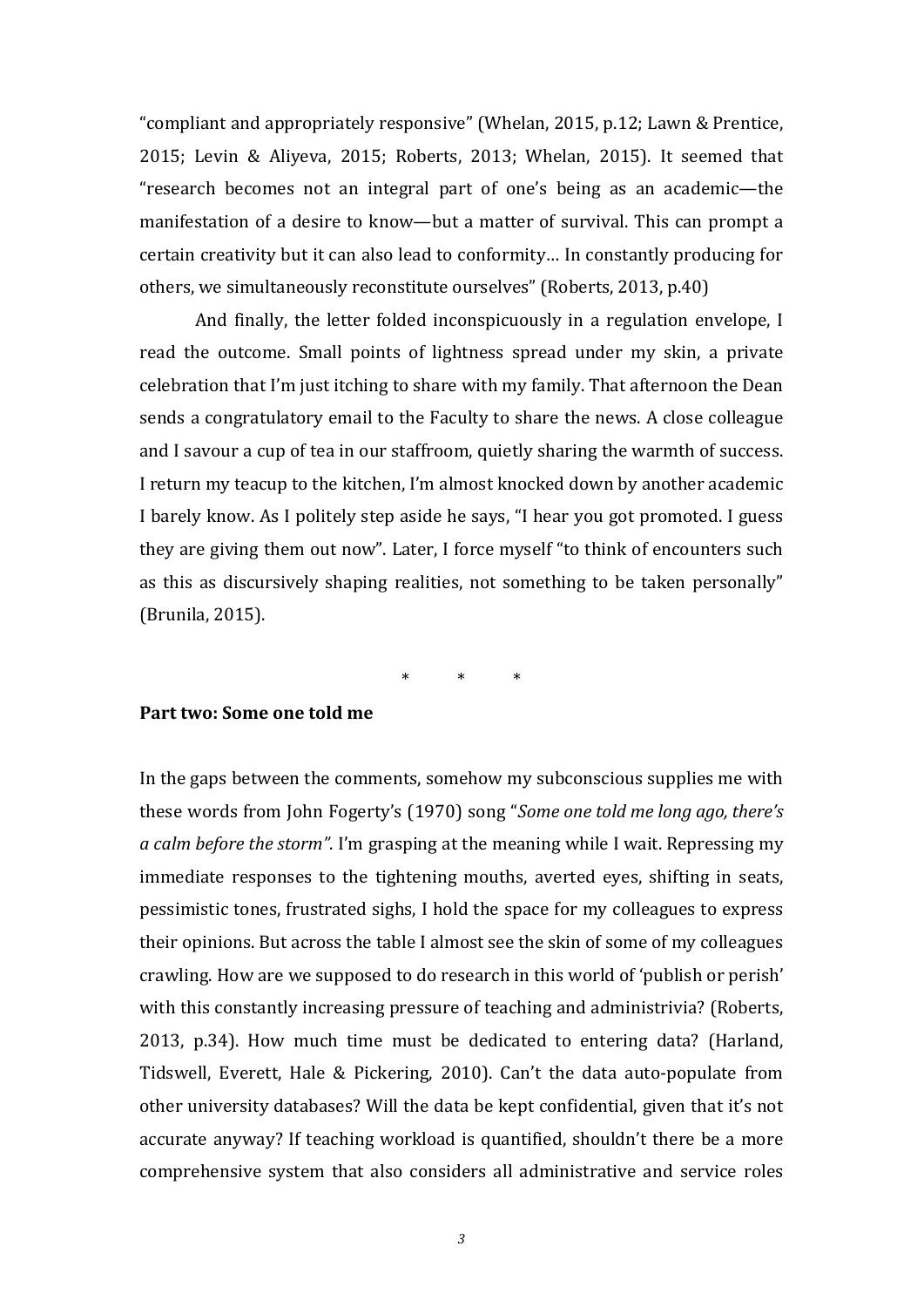"compliant and appropriately responsive" (Whelan, 2015, p.12; Lawn & Prentice, 2015; Levin & Aliyeva, 2015; Roberts, 2013; Whelan, 2015). It seemed that "research becomes not an integral part of one's being as an academic—the manifestation of a desire to know—but a matter of survival. This can prompt a certain creativity but it can also lead to conformity… In constantly producing for others, we simultaneously reconstitute ourselves" (Roberts, 2013, p.40)

And finally, the letter folded inconspicuously in a regulation envelope, I read the outcome. Small points of lightness spread under my skin, a private celebration that I'm just itching to share with my family. That afternoon the Dean sends a congratulatory email to the Faculty to share the news. A close colleague and I savour a cup of tea in our staffroom, quietly sharing the warmth of success. I return my teacup to the kitchen, I'm almost knocked down by another academic I barely know. As I politely step aside he says, "I hear you got promoted. I guess they are giving them out now". Later, I force myself "to think of encounters such as this as discursively shaping realities, not something to be taken personally" (Brunila, 2015).

\* \* \*

**Part two: Some one told me**

In the gaps between the comments, somehow my subconscious supplies me with these words from John Fogerty's (1970) song "*Some one told me long ago, there's a calm before the storm"*. I'm grasping at the meaning while I wait. Repressing my immediate responses to the tightening mouths, averted eyes, shifting in seats, pessimistic tones, frustrated sighs, I hold the space for my colleagues to express their opinions. But across the table I almost see the skin of some of my colleagues crawling. How are we supposed to do research in this world of 'publish or perish' with this constantly increasing pressure of teaching and administrivia? (Roberts, 2013, p.34). How much time must be dedicated to entering data? (Harland, Tidswell, Everett, Hale & Pickering, 2010). Can't the data auto-populate from other university databases? Will the data be kept confidential, given that it's not accurate anyway? If teaching workload is quantified, shouldn't there be a more comprehensive system that also considers all administrative and service roles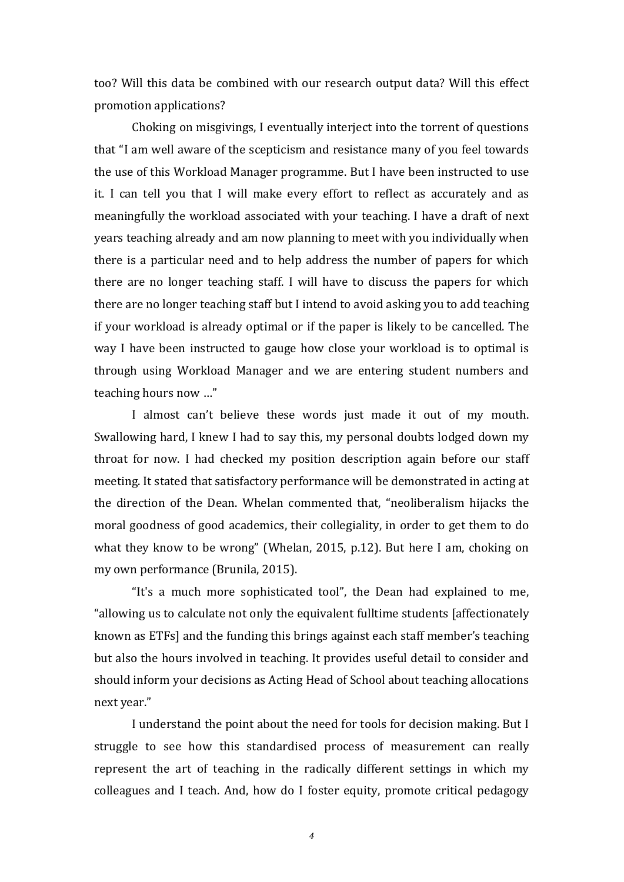too? Will this data be combined with our research output data? Will this effect promotion applications?

Choking on misgivings, I eventually interject into the torrent of questions that "I am well aware of the scepticism and resistance many of you feel towards the use of this Workload Manager programme. But I have been instructed to use it. I can tell you that I will make every effort to reflect as accurately and as meaningfully the workload associated with your teaching. I have a draft of next years teaching already and am now planning to meet with you individually when there is a particular need and to help address the number of papers for which there are no longer teaching staff. I will have to discuss the papers for which there are no longer teaching staff but I intend to avoid asking you to add teaching if your workload is already optimal or if the paper is likely to be cancelled. The way I have been instructed to gauge how close your workload is to optimal is through using Workload Manager and we are entering student numbers and teaching hours now …"

I almost can't believe these words just made it out of my mouth. Swallowing hard, I knew I had to say this, my personal doubts lodged down my throat for now. I had checked my position description again before our staff meeting. It stated that satisfactory performance will be demonstrated in acting at the direction of the Dean. Whelan commented that, "neoliberalism hijacks the moral goodness of good academics, their collegiality, in order to get them to do what they know to be wrong" (Whelan, 2015, p.12). But here I am, choking on my own performance (Brunila, 2015).

"It's a much more sophisticated tool", the Dean had explained to me, "allowing us to calculate not only the equivalent fulltime students [affectionately known as ETFs] and the funding this brings against each staff member's teaching but also the hours involved in teaching. It provides useful detail to consider and should inform your decisions as Acting Head of School about teaching allocations next year."

I understand the point about the need for tools for decision making. But I struggle to see how this standardised process of measurement can really represent the art of teaching in the radically different settings in which my colleagues and I teach. And, how do I foster equity, promote critical pedagogy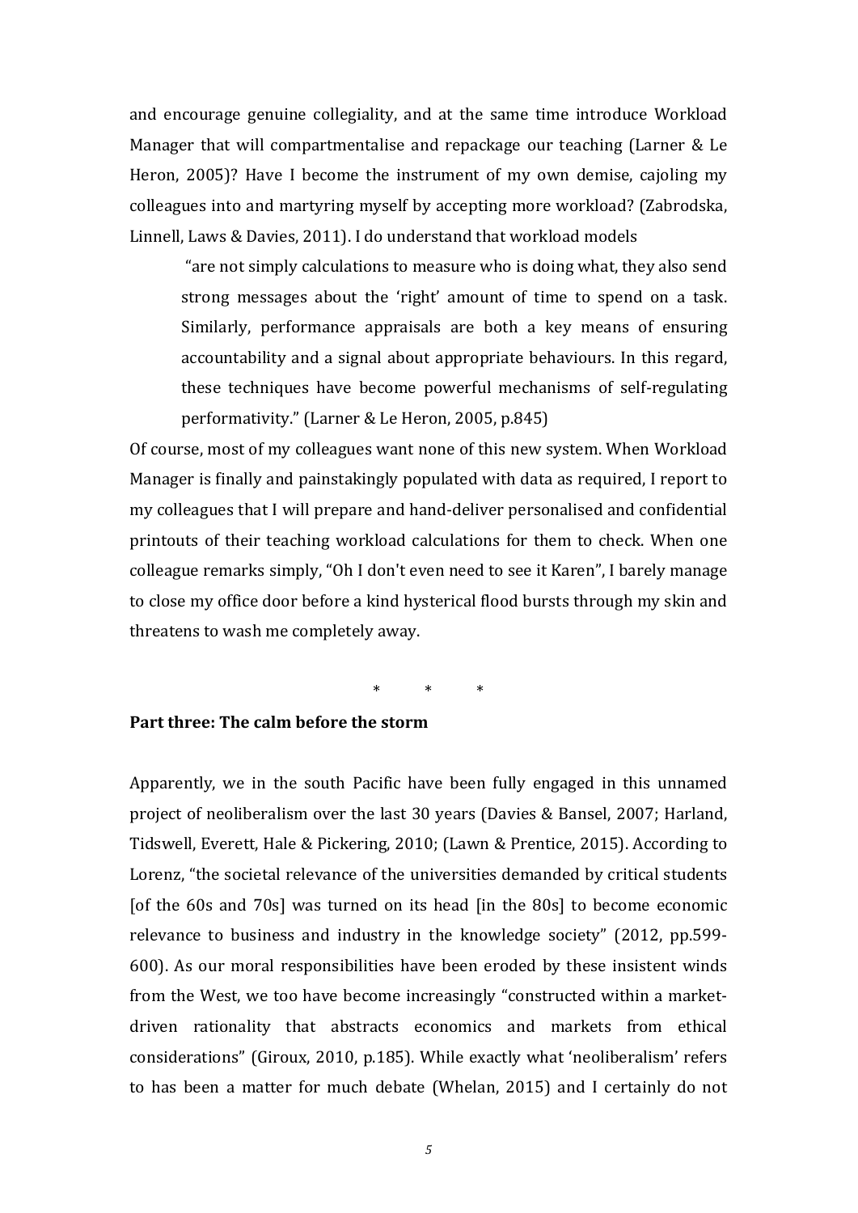and encourage genuine collegiality, and at the same time introduce Workload Manager that will compartmentalise and repackage our teaching (Larner & Le Heron, 2005)? Have I become the instrument of my own demise, cajoling my colleagues into and martyring myself by accepting more workload? (Zabrodska, Linnell, Laws & Davies, 2011). I do understand that workload models

> "are not simply calculations to measure who is doing what, they also send strong messages about the 'right' amount of time to spend on a task. Similarly, performance appraisals are both a key means of ensuring accountability and a signal about appropriate behaviours. In this regard, these techniques have become powerful mechanisms of self-regulating performativity." (Larner & Le Heron, 2005, p.845)

Of course, most of my colleagues want none of this new system. When Workload Manager is finally and painstakingly populated with data as required, I report to my colleagues that I will prepare and hand-deliver personalised and confidential printouts of their teaching workload calculations for them to check. When one colleague remarks simply, "Oh I don't even need to see it Karen", I barely manage to close my office door before a kind hysterical flood bursts through my skin and threatens to wash me completely away.

\* \* \*

**Part three: The calm before the storm**

Apparently, we in the south Pacific have been fully engaged in this unnamed project of neoliberalism over the last 30 years (Davies & Bansel, 2007; Harland, Tidswell, Everett, Hale & Pickering, 2010; (Lawn & Prentice, 2015). According to Lorenz, "the societal relevance of the universities demanded by critical students [of the 60s and 70s] was turned on its head [in the 80s] to become economic relevance to business and industry in the knowledge society" (2012, pp.599-600). As our moral responsibilities have been eroded by these insistent winds from the West, we too have become increasingly "constructed within a market-driven rationality that abstracts economics and markets from ethical considerations" (Giroux, 2010, p.185). While exactly what 'neoliberalism' refers to has been a matter for much debate (Whelan, 2015) and I certainly do not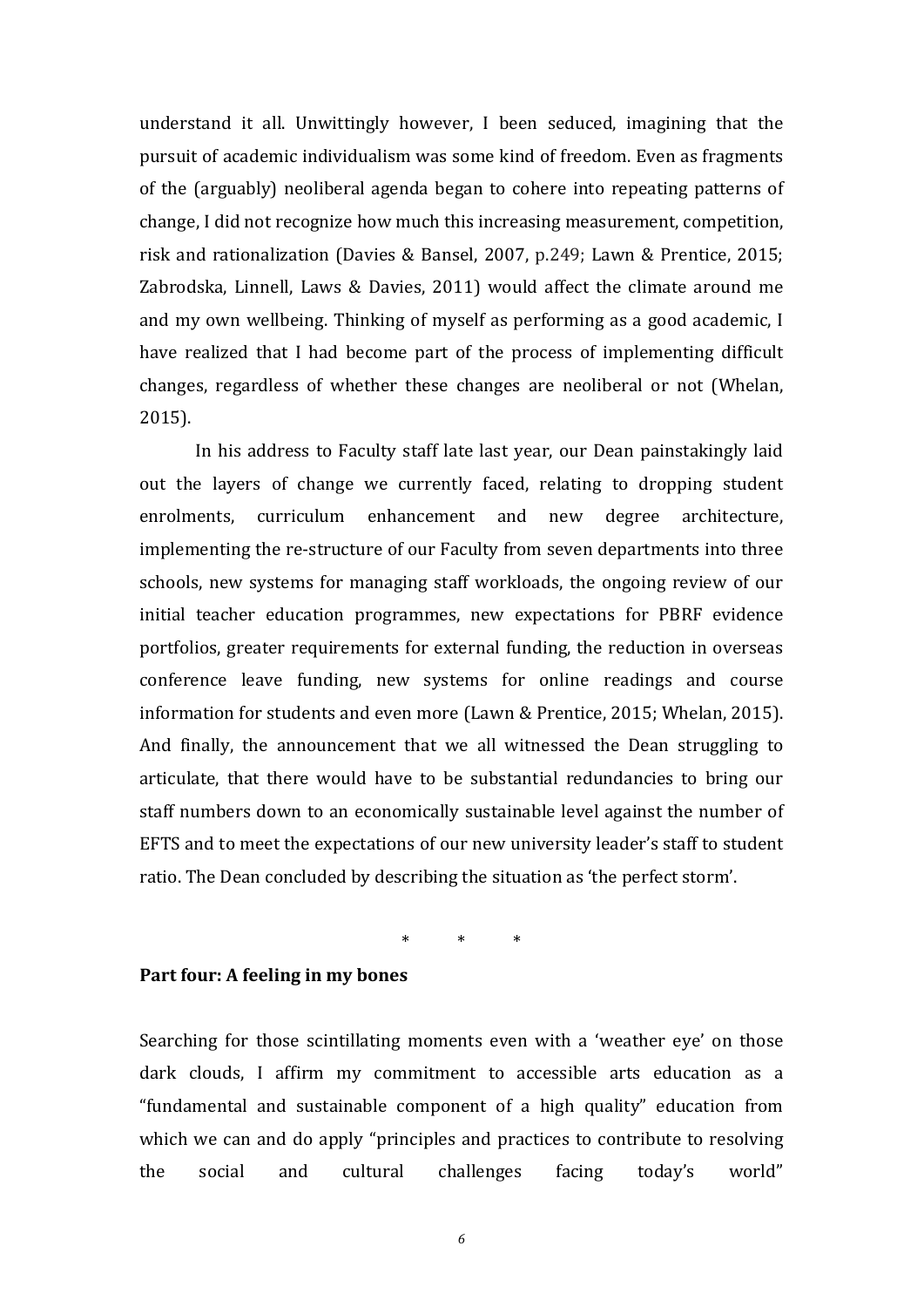understand it all. Unwittingly however, I been seduced, imagining that the pursuit of academic individualism was some kind of freedom. Even as fragments of the (arguably) neoliberal agenda began to cohere into repeating patterns of change, I did not recognize how much this increasing measurement, competition, risk and rationalization (Davies & Bansel, 2007, p.249; Lawn & Prentice, 2015; Zabrodska, Linnell, Laws & Davies, 2011) would affect the climate around me and my own wellbeing. Thinking of myself as performing as a good academic, I have realized that I had become part of the process of implementing difficult changes, regardless of whether these changes are neoliberal or not (Whelan, 2015).

In his address to Faculty staff late last year, our Dean painstakingly laid out the layers of change we currently faced, relating to dropping student enrolments, curriculum enhancement and new degree architecture, implementing the re-structure of our Faculty from seven departments into three schools, new systems for managing staff workloads, the ongoing review of our initial teacher education programmes, new expectations for PBRF evidence portfolios, greater requirements for external funding, the reduction in overseas conference leave funding, new systems for online readings and course information for students and even more (Lawn & Prentice, 2015; Whelan, 2015). And finally, the announcement that we all witnessed the Dean struggling to articulate, that there would have to be substantial redundancies to bring our staff numbers down to an economically sustainable level against the number of EFTS and to meet the expectations of our new university leader's staff to student ratio. The Dean concluded by describing the situation as 'the perfect storm'.

\* \* \*

**Part four: A feeling in my bones**

Searching for those scintillating moments even with a 'weather eye' on those dark clouds, I affirm my commitment to accessible arts education as a "fundamental and sustainable component of a high quality" education from which we can and do apply "principles and practices to contribute to resolving the social and cultural challenges facing today's world"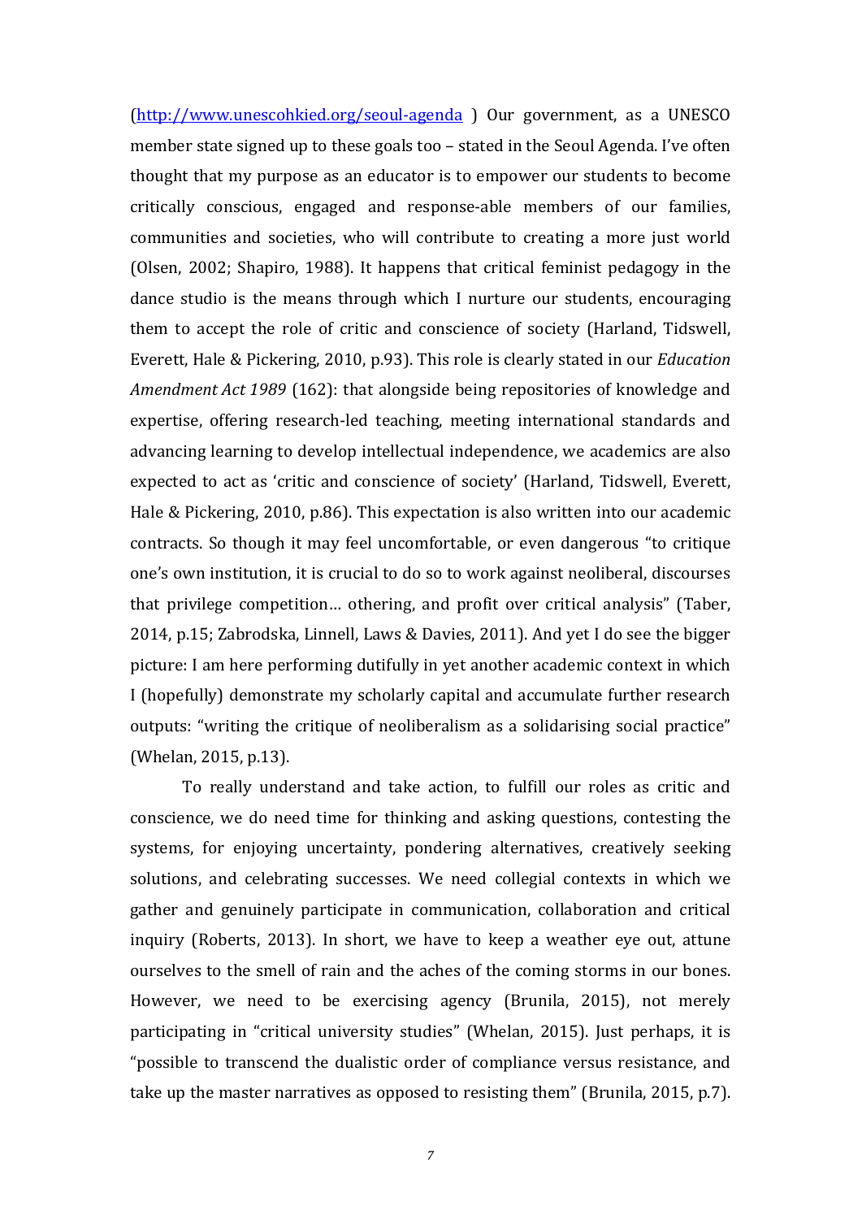(http://www.unescohkied.org/seoul-agenda ) Our government, as a UNESCO member state signed up to these goals too – stated in the Seoul Agenda. I've often thought that my purpose as an educator is to empower our students to become critically conscious, engaged and response-able members of our families, communities and societies, who will contribute to creating a more just world (Olsen, 2002; Shapiro, 1988). It happens that critical feminist pedagogy in the dance studio is the means through which I nurture our students, encouraging them to accept the role of critic and conscience of society (Harland, Tidswell, Everett, Hale & Pickering, 2010, p.93). This role is clearly stated in our *Education Amendment Act 1989* (162): that alongside being repositories of knowledge and expertise, offering research-led teaching, meeting international standards and advancing learning to develop intellectual independence, we academics are also expected to act as 'critic and conscience of society' (Harland, Tidswell, Everett, Hale & Pickering, 2010, p.86). This expectation is also written into our academic contracts. So though it may feel uncomfortable, or even dangerous "to critique one's own institution, it is crucial to do so to work against neoliberal, discourses that privilege competition… othering, and profit over critical analysis" (Taber, 2014, p.15; Zabrodska, Linnell, Laws & Davies, 2011). And yet I do see the bigger picture: I am here performing dutifully in yet another academic context in which I (hopefully) demonstrate my scholarly capital and accumulate further research outputs: "writing the critique of neoliberalism as a solidarising social practice" (Whelan, 2015, p.13).

To really understand and take action, to fulfill our roles as critic and conscience, we do need time for thinking and asking questions, contesting the systems, for enjoying uncertainty, pondering alternatives, creatively seeking solutions, and celebrating successes. We need collegial contexts in which we gather and genuinely participate in communication, collaboration and critical inquiry (Roberts, 2013). In short, we have to keep a weather eye out, attune ourselves to the smell of rain and the aches of the coming storms in our bones. However, we need to be exercising agency (Brunila, 2015), not merely participating in "critical university studies" (Whelan, 2015). Just perhaps, it is "possible to transcend the dualistic order of compliance versus resistance, and take up the master narratives as opposed to resisting them" (Brunila, 2015, p.7).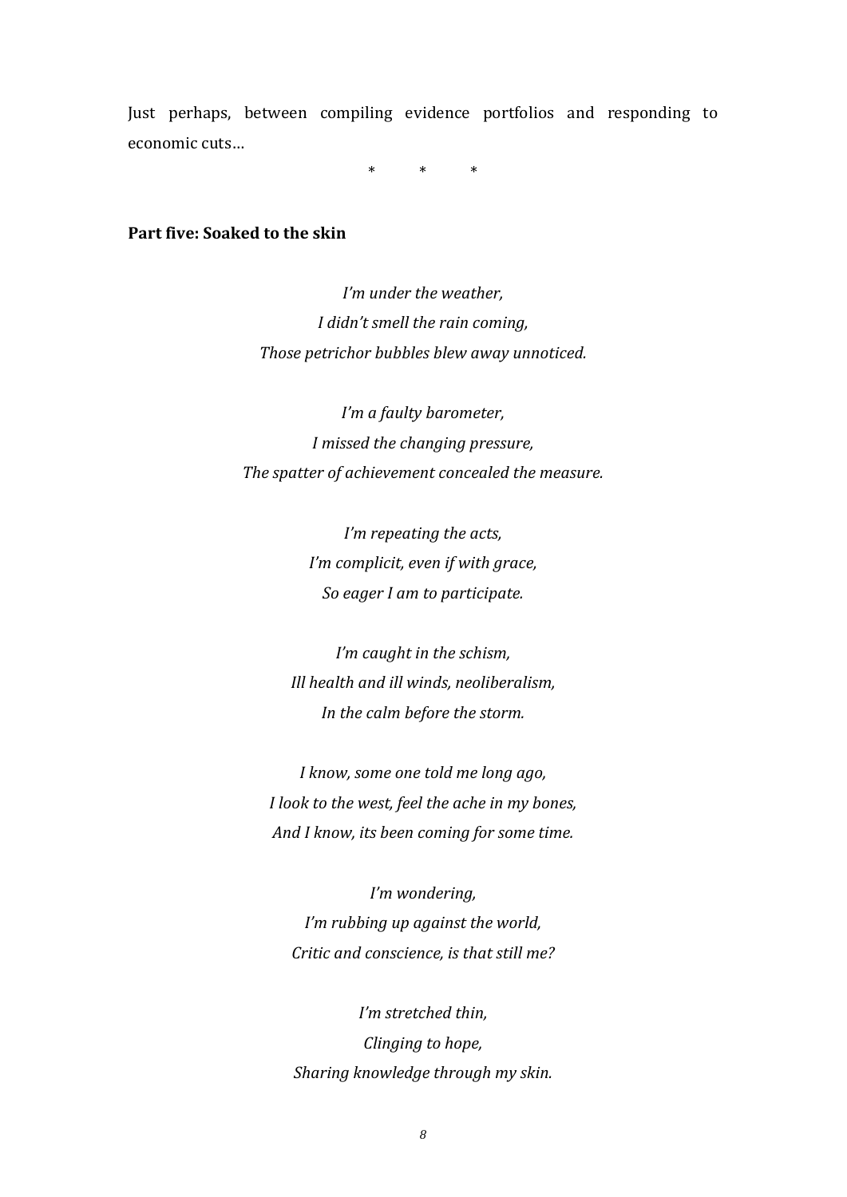Just perhaps, between compiling evidence portfolios and responding to economic cuts…

\*    \*    \*

**Part five: Soaked to the skin**

*I'm under the weather,*
*I didn't smell the rain coming,*
*Those petrichor bubbles blew away unnoticed.*

*I'm a faulty barometer,*
*I missed the changing pressure,*
*The spatter of achievement concealed the measure.*

*I'm repeating the acts,*
*I'm complicit, even if with grace,*
*So eager I am to participate.*

*I'm caught in the schism,*
*Ill health and ill winds, neoliberalism,*
*In the calm before the storm.*

*I know, some one told me long ago,*
*I look to the west, feel the ache in my bones,*
*And I know, its been coming for some time.*

*I'm wondering,*
*I'm rubbing up against the world,*
*Critic and conscience, is that still me?*

*I'm stretched thin,*
*Clinging to hope,*
*Sharing knowledge through my skin.*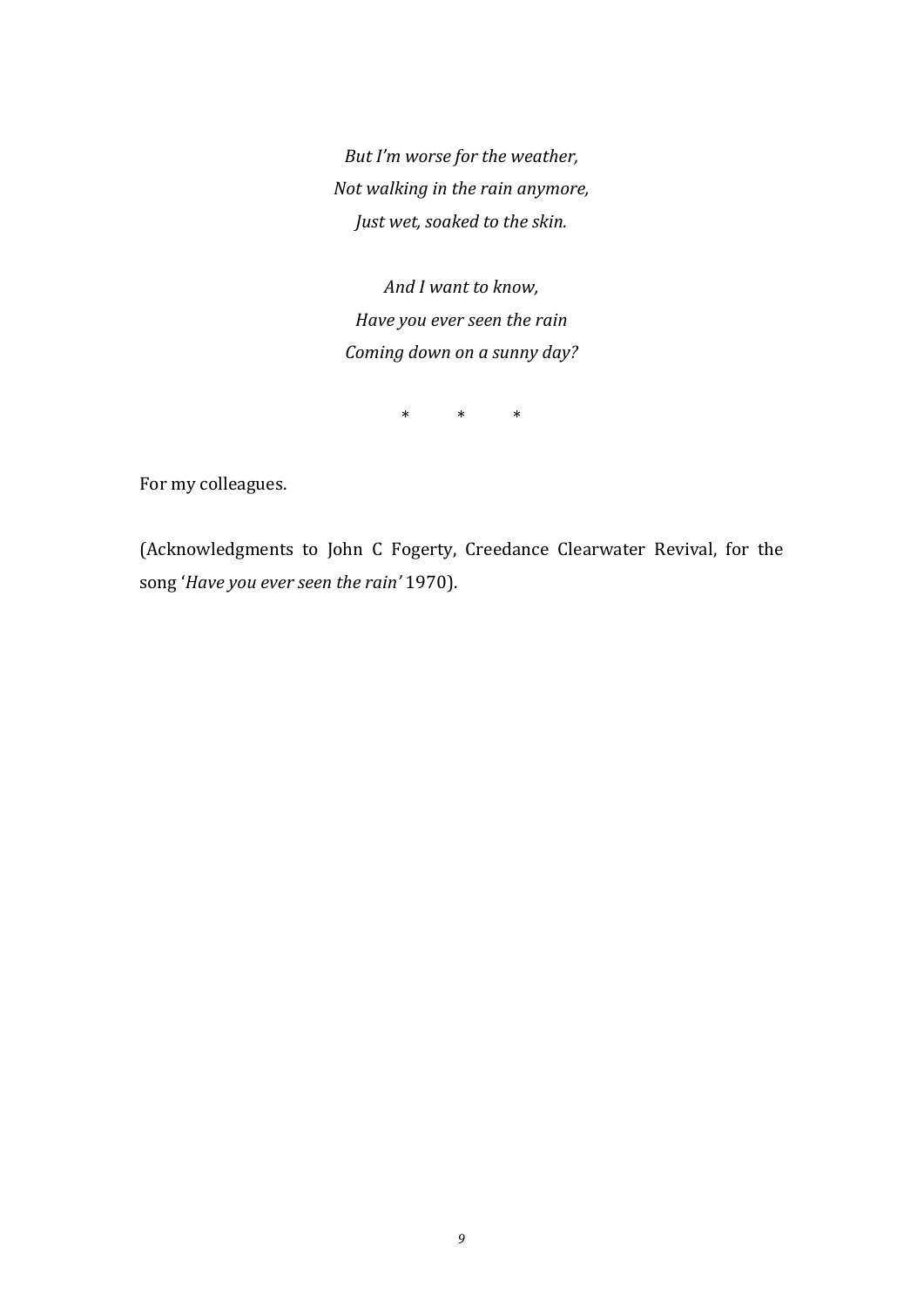*But I'm worse for the weather,*
*Not walking in the rain anymore,*
*Just wet, soaked to the skin.*

*And I want to know,*
*Have you ever seen the rain*
*Coming down on a sunny day?*

\*   \*   \*

For my colleagues.

(Acknowledgments to John C Fogerty, Creedance Clearwater Revival, for the song '*Have you ever seen the rain'* 1970).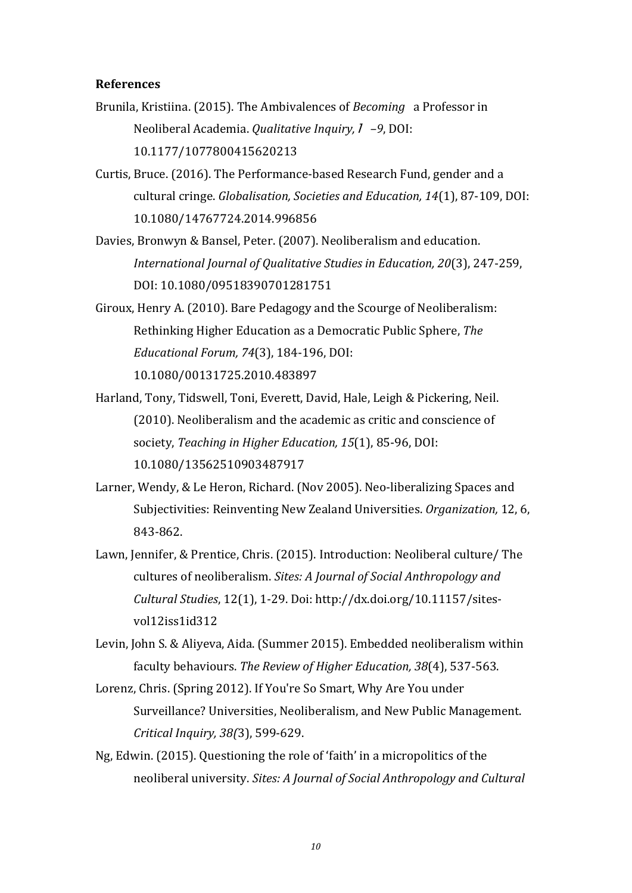**References**

Brunila, Kristiina. (2015). The Ambivalences of *Becoming* a Professor in Neoliberal Academia. *Qualitative Inquiry, 1 –9*, DOI: 10.1177/1077800415620213

Curtis, Bruce. (2016). The Performance-based Research Fund, gender and a cultural cringe. *Globalisation, Societies and Education, 14*(1), 87-109, DOI: 10.1080/14767724.2014.996856

Davies, Bronwyn & Bansel, Peter. (2007). Neoliberalism and education. *International Journal of Qualitative Studies in Education, 20*(3), 247-259, DOI: 10.1080/09518390701281751

Giroux, Henry A. (2010). Bare Pedagogy and the Scourge of Neoliberalism: Rethinking Higher Education as a Democratic Public Sphere, *The Educational Forum, 74*(3), 184-196, DOI: 10.1080/00131725.2010.483897

Harland, Tony, Tidswell, Toni, Everett, David, Hale, Leigh & Pickering, Neil. (2010). Neoliberalism and the academic as critic and conscience of society, *Teaching in Higher Education, 15*(1), 85-96, DOI: 10.1080/13562510903487917

Larner, Wendy, & Le Heron, Richard. (Nov 2005). Neo-liberalizing Spaces and Subjectivities: Reinventing New Zealand Universities. *Organization,* 12, 6, 843-862.

Lawn, Jennifer, & Prentice, Chris. (2015). Introduction: Neoliberal culture/ The cultures of neoliberalism. *Sites: A Journal of Social Anthropology and Cultural Studies*, 12(1), 1-29. Doi: http://dx.doi.org/10.11157/sites-vol12iss1id312

Levin, John S. & Aliyeva, Aida. (Summer 2015). Embedded neoliberalism within faculty behaviours. *The Review of Higher Education, 38*(4), 537-563.

Lorenz, Chris. (Spring 2012). If You're So Smart, Why Are You under Surveillance? Universities, Neoliberalism, and New Public Management. *Critical Inquiry, 38(*3), 599-629.

Ng, Edwin. (2015). Questioning the role of 'faith' in a micropolitics of the neoliberal university. *Sites: A Journal of Social Anthropology and Cultural*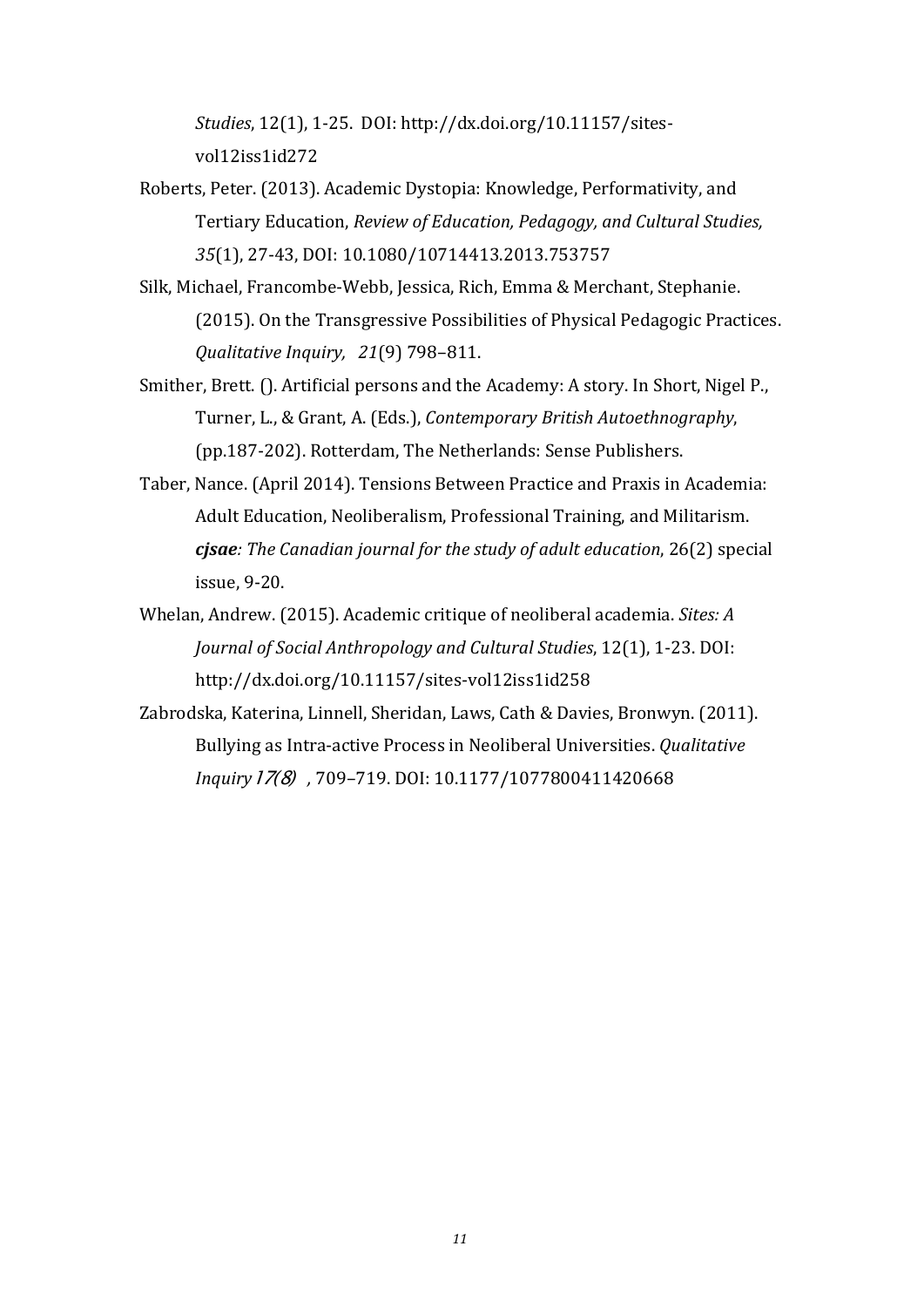*Studies*, 12(1), 1-25. DOI: http://dx.doi.org/10.11157/sites-vol12iss1id272

Roberts, Peter. (2013). Academic Dystopia: Knowledge, Performativity, and Tertiary Education, *Review of Education, Pedagogy, and Cultural Studies, 35*(1), 27-43, DOI: 10.1080/10714413.2013.753757

Silk, Michael, Francombe-Webb, Jessica, Rich, Emma & Merchant, Stephanie. (2015). On the Transgressive Possibilities of Physical Pedagogic Practices. *Qualitative Inquiry, 21*(9) 798–811.

Smither, Brett. (). Artificial persons and the Academy: A story. In Short, Nigel P., Turner, L., & Grant, A. (Eds.), *Contemporary British Autoethnography*, (pp.187-202). Rotterdam, The Netherlands: Sense Publishers.

Taber, Nance. (April 2014). Tensions Between Practice and Praxis in Academia: Adult Education, Neoliberalism, Professional Training, and Militarism. ***cjsae****: The Canadian journal for the study of adult education*, 26(2) special issue, 9-20.

Whelan, Andrew. (2015). Academic critique of neoliberal academia. *Sites: A Journal of Social Anthropology and Cultural Studies*, 12(1), 1-23. DOI: http://dx.doi.org/10.11157/sites-vol12iss1id258

Zabrodska, Katerina, Linnell, Sheridan, Laws, Cath & Davies, Bronwyn. (2011). Bullying as Intra-active Process in Neoliberal Universities. *Qualitative Inquiry 17(8) ,* 709–719. DOI: 10.1177/1077800411420668